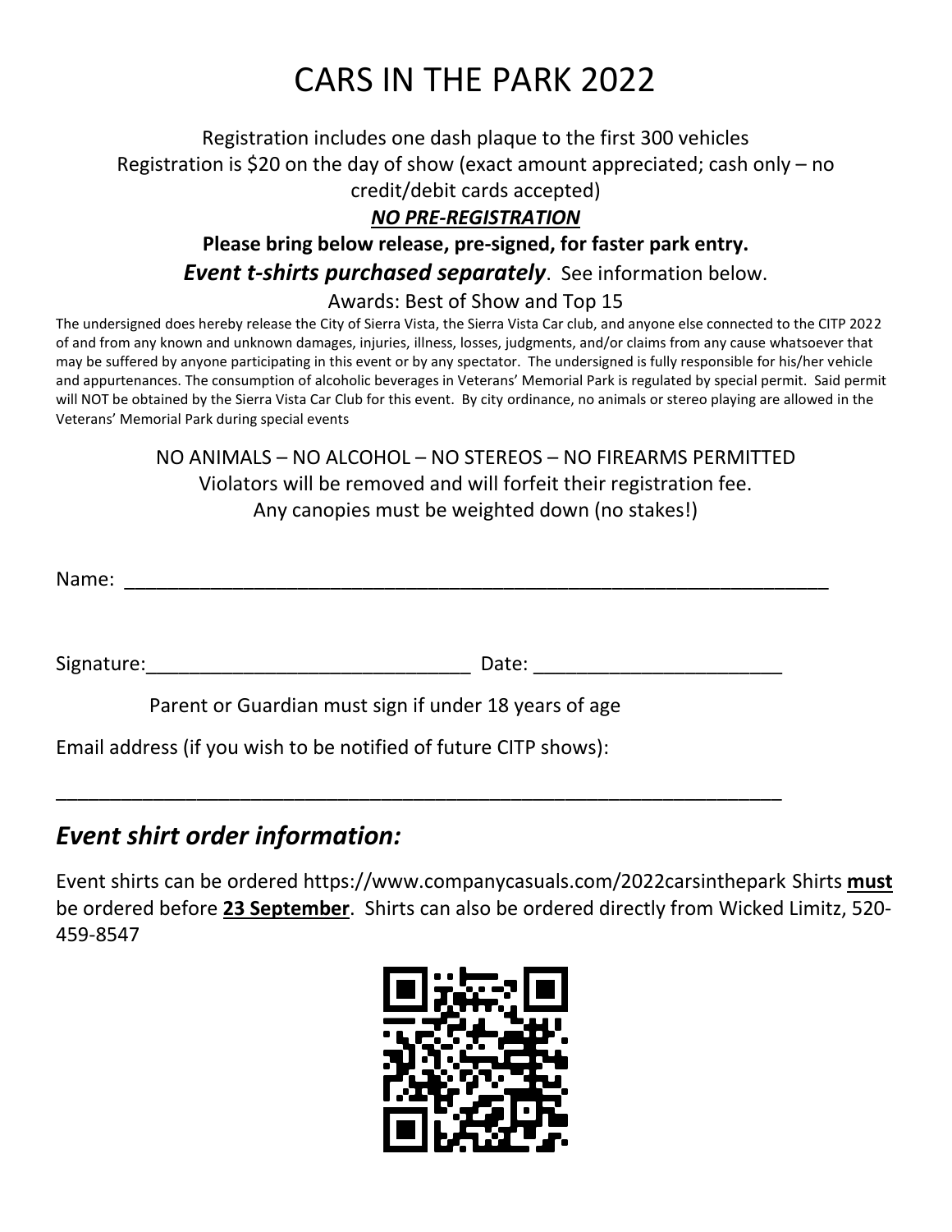# CARS IN THE PARK 2022

Registration includes one dash plaque to the first 300 vehicles
Registration is $20 on the day of show (exact amount appreciated; cash only – no credit/debit cards accepted)

***NO PRE-REGISTRATION***

**Please bring below release, pre-signed, for faster park entry.**

***Event t-shirts purchased separately***. See information below.

Awards: Best of Show and Top 15

The undersigned does hereby release the City of Sierra Vista, the Sierra Vista Car club, and anyone else connected to the CITP 2022 of and from any known and unknown damages, injuries, illness, losses, judgments, and/or claims from any cause whatsoever that may be suffered by anyone participating in this event or by any spectator. The undersigned is fully responsible for his/her vehicle and appurtenances. The consumption of alcoholic beverages in Veterans' Memorial Park is regulated by special permit. Said permit will NOT be obtained by the Sierra Vista Car Club for this event. By city ordinance, no animals or stereo playing are allowed in the Veterans' Memorial Park during special events

NO ANIMALS – NO ALCOHOL – NO STEREOS – NO FIREARMS PERMITTED
Violators will be removed and will forfeit their registration fee.
Any canopies must be weighted down (no stakes!)

Name: ___________________________________________________________________

Signature:______________________________ Date: _______________________

Parent or Guardian must sign if under 18 years of age

Email address (if you wish to be notified of future CITP shows):

____________________________________________________________________

## *Event shirt order information:*

Event shirts can be ordered https://www.companycasuals.com/2022carsinthepark Shirts **must** be ordered before **23 September**. Shirts can also be ordered directly from Wicked Limitz, 520-459-8547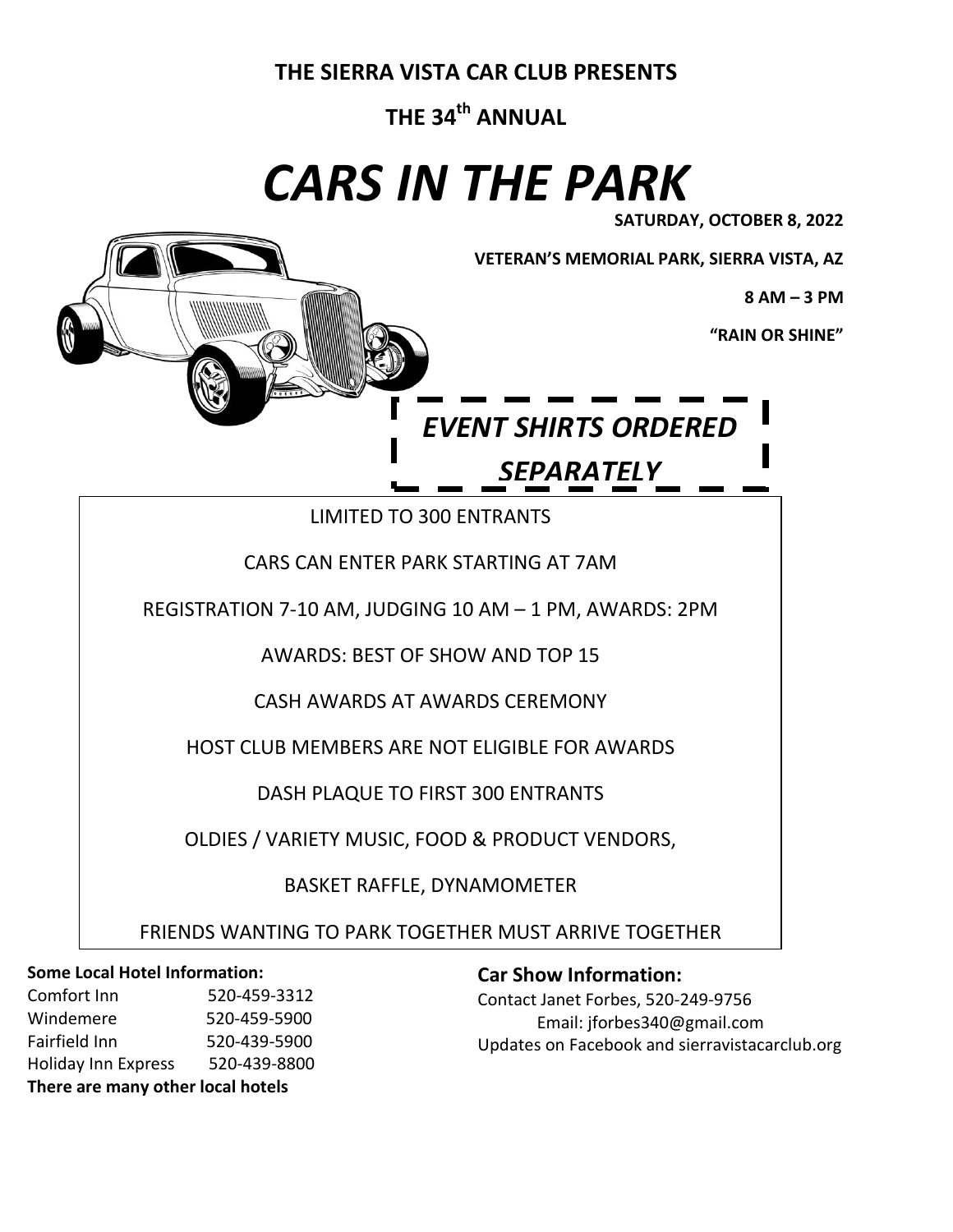**THE SIERRA VISTA CAR CLUB PRESENTS**

**THE 34th ANNUAL**

# *CARS IN THE PARK*

**SATURDAY, OCTOBER 8, 2022**

**VETERAN'S MEMORIAL PARK, SIERRA VISTA, AZ**

**8 AM – 3 PM**

**"RAIN OR SHINE"**

***EVENT SHIRTS ORDERED SEPARATELY***

LIMITED TO 300 ENTRANTS

CARS CAN ENTER PARK STARTING AT 7AM

REGISTRATION 7-10 AM, JUDGING 10 AM – 1 PM, AWARDS: 2PM

AWARDS: BEST OF SHOW AND TOP 15

CASH AWARDS AT AWARDS CEREMONY

HOST CLUB MEMBERS ARE NOT ELIGIBLE FOR AWARDS

DASH PLAQUE TO FIRST 300 ENTRANTS

OLDIES / VARIETY MUSIC, FOOD & PRODUCT VENDORS,

BASKET RAFFLE, DYNAMOMETER

FRIENDS WANTING TO PARK TOGETHER MUST ARRIVE TOGETHER

**Some Local Hotel Information:**

| | |
|---|---|
| Comfort Inn | 520-459-3312 |
| Windemere | 520-459-5900 |
| Fairfield Inn | 520-439-5900 |
| Holiday Inn Express | 520-439-8800 |

**There are many other local hotels**

**Car Show Information:**

Contact Janet Forbes, 520-249-9756

Email: jforbes340@gmail.com

Updates on Facebook and sierravistacarclub.org